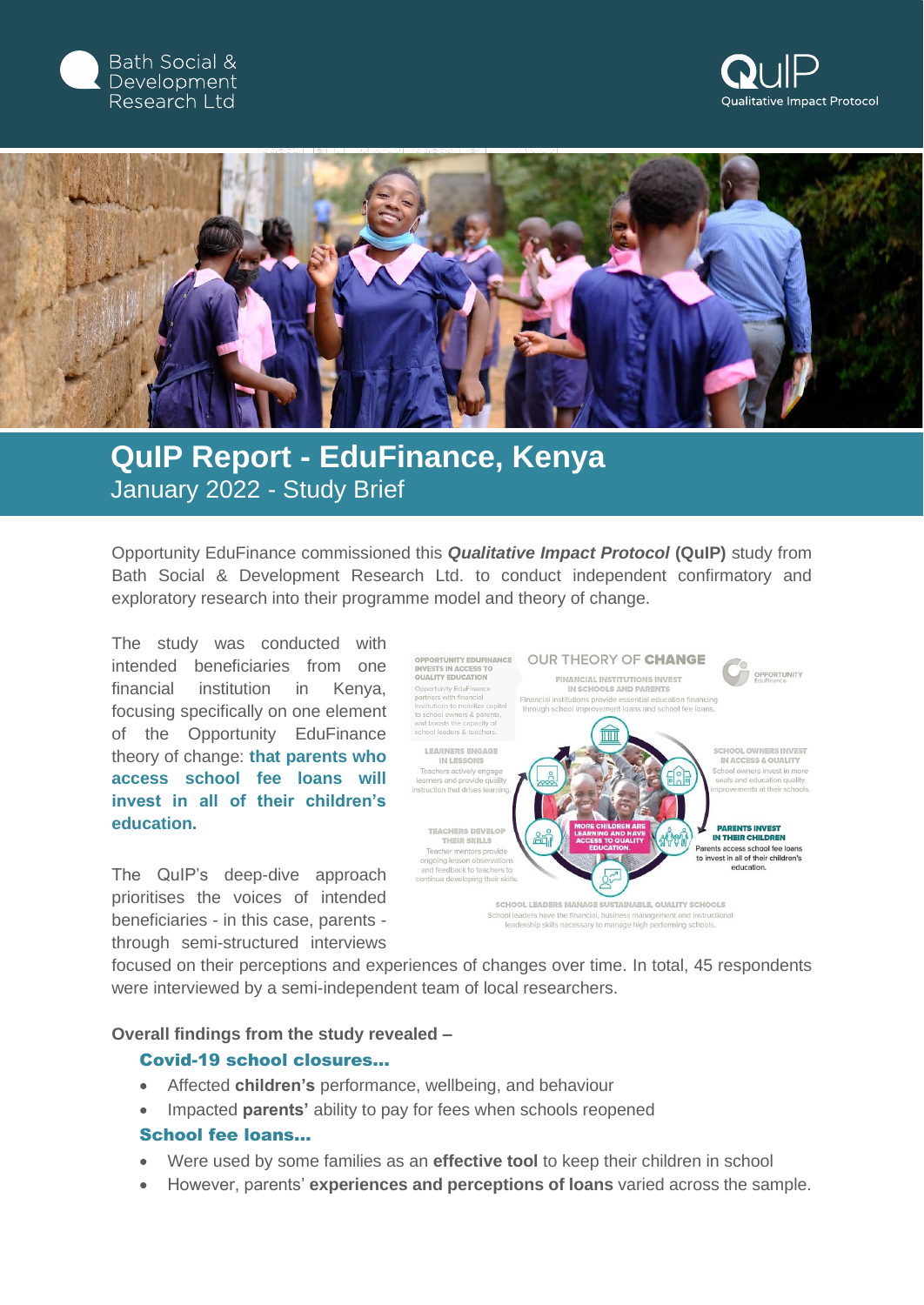# QuIP Report - EduFinance, Kenya

## January 2022 - Study Brief

Opportunity EduFinance commissioned this ***Qualitative Impact Protocol*** **(QuIP)** study from Bath Social & Development Research Ltd. to conduct independent confirmatory and exploratory research into their programme model and theory of change.

The study was conducted with intended beneficiaries from one financial institution in Kenya, focusing specifically on one element of the Opportunity EduFinance theory of change: **that parents who access school fee loans will invest in all of their children's education.**

The QuIP's deep-dive approach prioritises the voices of intended beneficiaries - in this case, parents - through semi-structured interviews focused on their perceptions and experiences of changes over time. In total, 45 respondents were interviewed by a semi-independent team of local researchers.

**Overall findings from the study revealed –**

**Covid-19 school closures…**

- Affected **children's** performance, wellbeing, and behaviour
- Impacted **parents'** ability to pay for fees when schools reopened

**School fee loans…**

- Were used by some families as an **effective tool** to keep their children in school
- However, parents' **experiences and perceptions of loans** varied across the sample.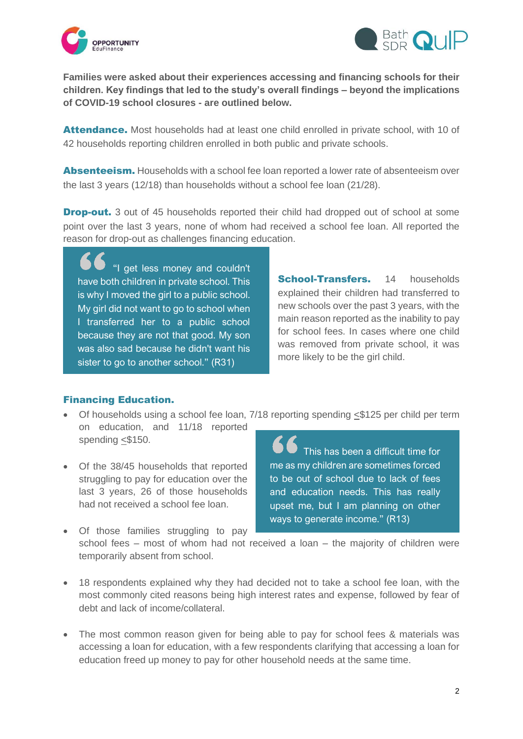**Families were asked about their experiences accessing and financing schools for their children. Key findings that led to the study's overall findings – beyond the implications of COVID-19 school closures - are outlined below.**

**Attendance.** Most households had at least one child enrolled in private school, with 10 of 42 households reporting children enrolled in both public and private schools.

**Absenteeism.** Households with a school fee loan reported a lower rate of absenteeism over the last 3 years (12/18) than households without a school fee loan (21/28).

**Drop-out.** 3 out of 45 households reported their child had dropped out of school at some point over the last 3 years, none of whom had received a school fee loan. All reported the reason for drop-out as challenges financing education.

> "I get less money and couldn't have both children in private school. This is why I moved the girl to a public school. My girl did not want to go to school when I transferred her to a public school because they are not that good. My son was also sad because he didn't want his sister to go to another school." (R31)

**School-Transfers.** 14 households explained their children had transferred to new schools over the past 3 years, with the main reason reported as the inability to pay for school fees. In cases where one child was removed from private school, it was more likely to be the girl child.

**Financing Education.**

- Of households using a school fee loan, 7/18 reporting spending ≤$125 per child per term on education, and 11/18 reported spending ≤$150.
- Of the 38/45 households that reported struggling to pay for education over the last 3 years, 26 of those households had not received a school fee loan.
- Of those families struggling to pay school fees – most of whom had not received a loan – the majority of children were temporarily absent from school.

> "This has been a difficult time for me as my children are sometimes forced to be out of school due to lack of fees and education needs. This has really upset me, but I am planning on other ways to generate income." (R13)

- 18 respondents explained why they had decided not to take a school fee loan, with the most commonly cited reasons being high interest rates and expense, followed by fear of debt and lack of income/collateral.
- The most common reason given for being able to pay for school fees & materials was accessing a loan for education, with a few respondents clarifying that accessing a loan for education freed up money to pay for other household needs at the same time.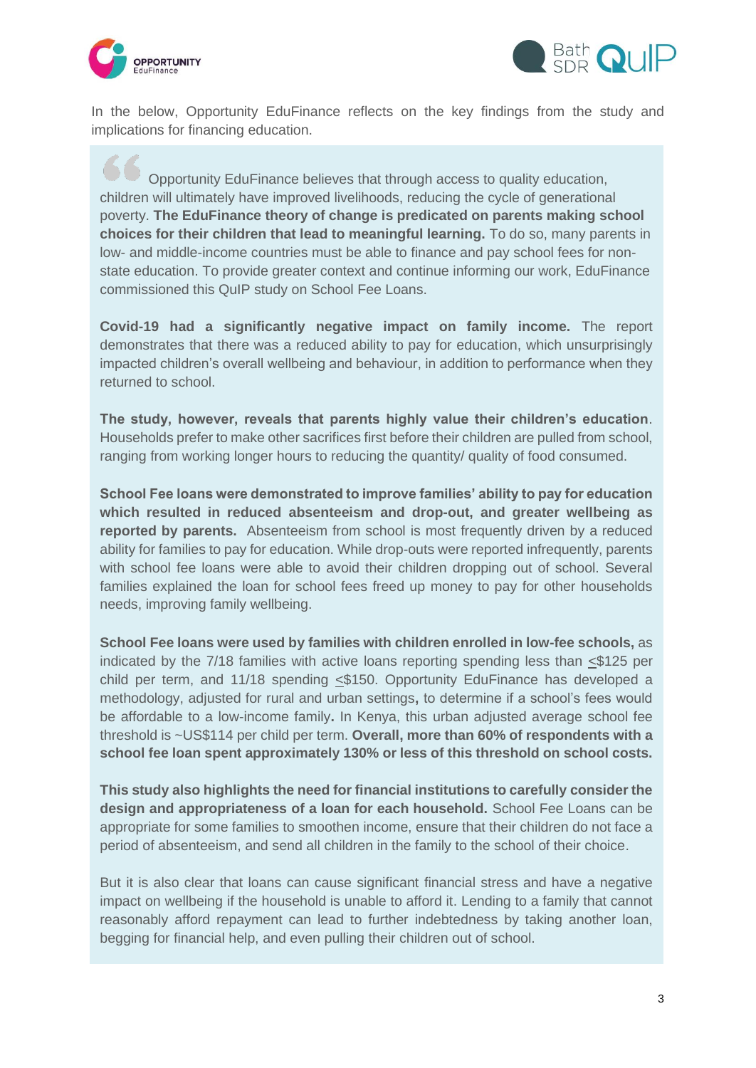In the below, Opportunity EduFinance reflects on the key findings from the study and implications for financing education.

> Opportunity EduFinance believes that through access to quality education, children will ultimately have improved livelihoods, reducing the cycle of generational poverty. **The EduFinance theory of change is predicated on parents making school choices for their children that lead to meaningful learning.** To do so, many parents in low- and middle-income countries must be able to finance and pay school fees for non-state education. To provide greater context and continue informing our work, EduFinance commissioned this QuIP study on School Fee Loans.
>
> **Covid-19 had a significantly negative impact on family income.** The report demonstrates that there was a reduced ability to pay for education, which unsurprisingly impacted children's overall wellbeing and behaviour, in addition to performance when they returned to school.
>
> **The study, however, reveals that parents highly value their children's education**. Households prefer to make other sacrifices first before their children are pulled from school, ranging from working longer hours to reducing the quantity/ quality of food consumed.
>
> **School Fee loans were demonstrated to improve families' ability to pay for education which resulted in reduced absenteeism and drop-out, and greater wellbeing as reported by parents.** Absenteeism from school is most frequently driven by a reduced ability for families to pay for education. While drop-outs were reported infrequently, parents with school fee loans were able to avoid their children dropping out of school. Several families explained the loan for school fees freed up money to pay for other households needs, improving family wellbeing.
>
> **School Fee loans were used by families with children enrolled in low-fee schools,** as indicated by the 7/18 families with active loans reporting spending less than ≤$125 per child per term, and 11/18 spending ≤$150. Opportunity EduFinance has developed a methodology, adjusted for rural and urban settings**,** to determine if a school's fees would be affordable to a low-income family**.** In Kenya, this urban adjusted average school fee threshold is ~US$114 per child per term. **Overall, more than 60% of respondents with a school fee loan spent approximately 130% or less of this threshold on school costs.**
>
> **This study also highlights the need for financial institutions to carefully consider the design and appropriateness of a loan for each household.** School Fee Loans can be appropriate for some families to smoothen income, ensure that their children do not face a period of absenteeism, and send all children in the family to the school of their choice.
>
> But it is also clear that loans can cause significant financial stress and have a negative impact on wellbeing if the household is unable to afford it. Lending to a family that cannot reasonably afford repayment can lead to further indebtedness by taking another loan, begging for financial help, and even pulling their children out of school.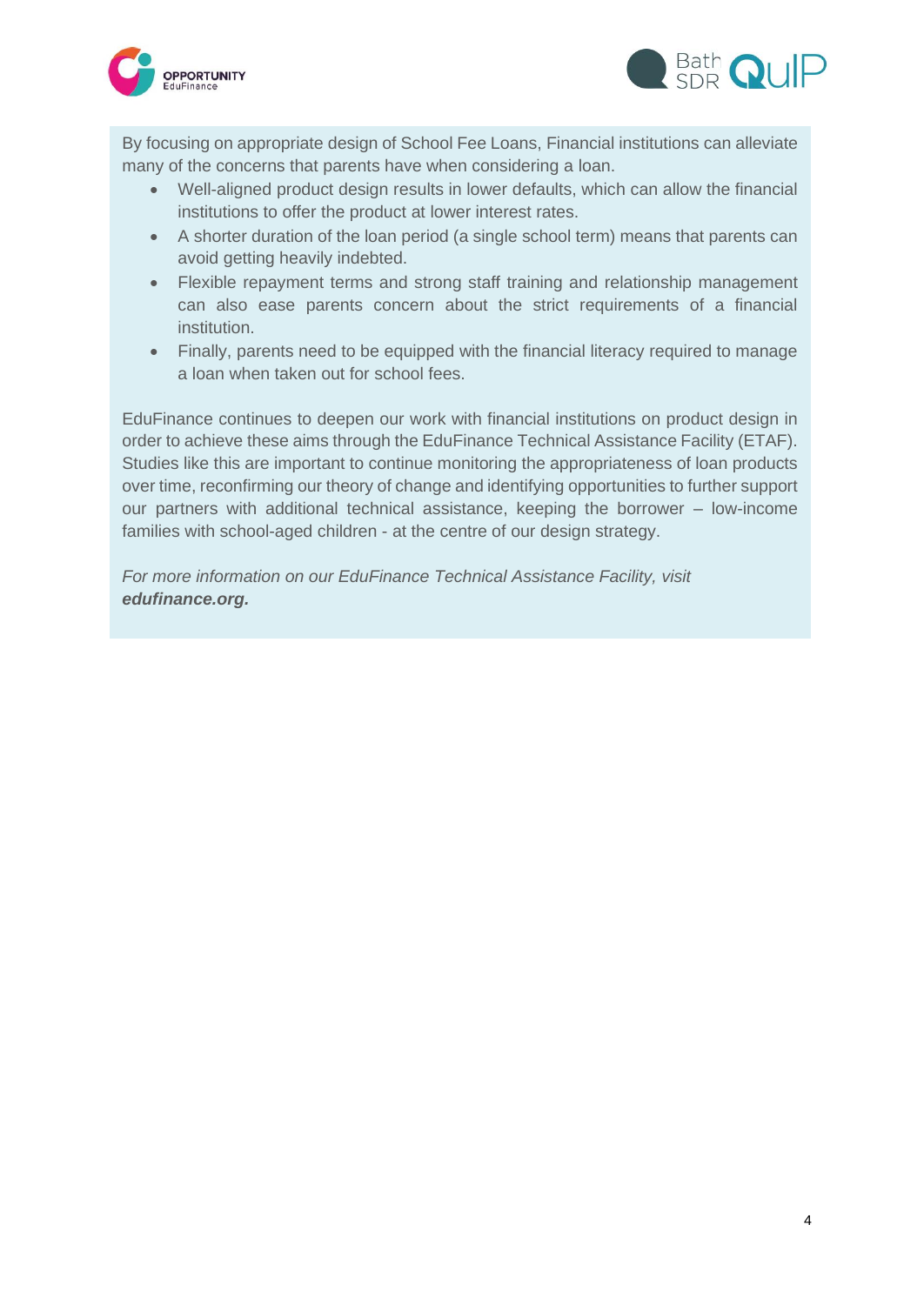By focusing on appropriate design of School Fee Loans, Financial institutions can alleviate many of the concerns that parents have when considering a loan.

- Well-aligned product design results in lower defaults, which can allow the financial institutions to offer the product at lower interest rates.
- A shorter duration of the loan period (a single school term) means that parents can avoid getting heavily indebted.
- Flexible repayment terms and strong staff training and relationship management can also ease parents concern about the strict requirements of a financial institution.
- Finally, parents need to be equipped with the financial literacy required to manage a loan when taken out for school fees.

EduFinance continues to deepen our work with financial institutions on product design in order to achieve these aims through the EduFinance Technical Assistance Facility (ETAF). Studies like this are important to continue monitoring the appropriateness of loan products over time, reconfirming our theory of change and identifying opportunities to further support our partners with additional technical assistance, keeping the borrower – low-income families with school-aged children - at the centre of our design strategy.

*For more information on our EduFinance Technical Assistance Facility, visit* ***edufinance.org.***